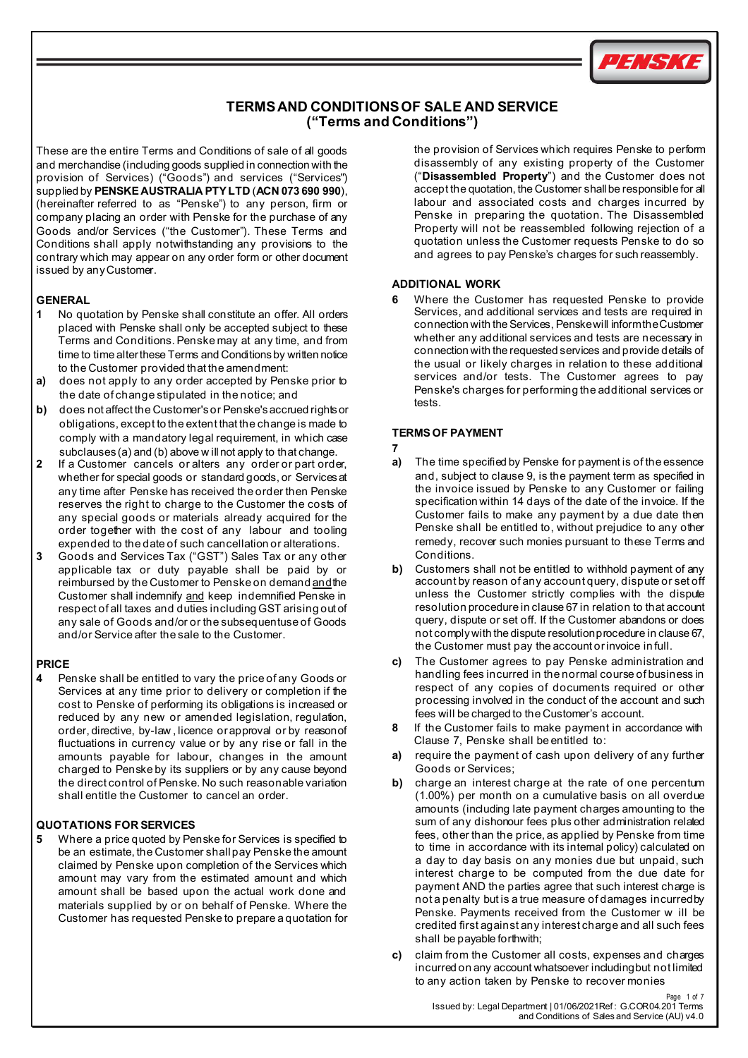# TERMS AND CONDITIONS OF SALE AND SERVICE
## ("Terms and Conditions")

These are the entire Terms and Conditions of sale of all goods and merchandise (including goods supplied in connection with the provision of Services) ("Goods") and services ("Services") supplied by **PENSKE AUSTRALIA PTY LTD** (**ACN 073 690 990**), (hereinafter referred to as "Penske") to any person, firm or company placing an order with Penske for the purchase of any Goods and/or Services ("the Customer"). These Terms and Conditions shall apply notwithstanding any provisions to the contrary which may appear on any order form or other document issued by any Customer.

### GENERAL

**1** No quotation by Penske shall constitute an offer. All orders placed with Penske shall only be accepted subject to these Terms and Conditions. Penske may at any time, and from time to time alter these Terms and Conditions by written notice to the Customer provided that the amendment:

**a)** does not apply to any order accepted by Penske prior to the date of change stipulated in the notice; and

**b)** does not affect the Customer's or Penske's accrued rights or obligations, except to the extent that the change is made to comply with a mandatory legal requirement, in which case subclauses (a) and (b) above will not apply to that change.

**2** If a Customer cancels or alters any order or part order, whether for special goods or standard goods, or Services at any time after Penske has received the order then Penske reserves the right to charge to the Customer the costs of any special goods or materials already acquired for the order together with the cost of any labour and tooling expended to the date of such cancellation or alterations.

**3** Goods and Services Tax ("GST") Sales Tax or any other applicable tax or duty payable shall be paid by or reimbursed by the Customer to Penske on demand and the Customer shall indemnify and keep indemnified Penske in respect of all taxes and duties including GST arising out of any sale of Goods and/or or the subsequent use of Goods and/or Service after the sale to the Customer.

### PRICE

**4** Penske shall be entitled to vary the price of any Goods or Services at any time prior to delivery or completion if the cost to Penske of performing its obligations is increased or reduced by any new or amended legislation, regulation, order, directive, by-law, licence or approval or by reason of fluctuations in currency value or by any rise or fall in the amounts payable for labour, changes in the amount charged to Penske by its suppliers or by any cause beyond the direct control of Penske. No such reasonable variation shall entitle the Customer to cancel an order.

### QUOTATIONS FOR SERVICES

**5** Where a price quoted by Penske for Services is specified to be an estimate, the Customer shall pay Penske the amount claimed by Penske upon completion of the Services which amount may vary from the estimated amount and which amount shall be based upon the actual work done and materials supplied by or on behalf of Penske. Where the Customer has requested Penske to prepare a quotation for the provision of Services which requires Penske to perform disassembly of any existing property of the Customer ("**Disassembled Property**") and the Customer does not accept the quotation, the Customer shall be responsible for all labour and associated costs and charges incurred by Penske in preparing the quotation. The Disassembled Property will not be reassembled following rejection of a quotation unless the Customer requests Penske to do so and agrees to pay Penske's charges for such reassembly.

### ADDITIONAL WORK

**6** Where the Customer has requested Penske to provide Services, and additional services and tests are required in connection with the Services, Penske will inform the Customer whether any additional services and tests are necessary in connection with the requested services and provide details of the usual or likely charges in relation to these additional services and/or tests. The Customer agrees to pay Penske's charges for performing the additional services or tests.

### TERMS OF PAYMENT

**7**

**a)** The time specified by Penske for payment is of the essence and, subject to clause 9, is the payment term as specified in the invoice issued by Penske to any Customer or failing specification within 14 days of the date of the invoice. If the Customer fails to make any payment by a due date then Penske shall be entitled to, without prejudice to any other remedy, recover such monies pursuant to these Terms and Conditions.

**b)** Customers shall not be entitled to withhold payment of any account by reason of any account query, dispute or set off unless the Customer strictly complies with the dispute resolution procedure in clause 67 in relation to that account query, dispute or set off. If the Customer abandons or does not comply with the dispute resolution procedure in clause 67, the Customer must pay the account or invoice in full.

**c)** The Customer agrees to pay Penske administration and handling fees incurred in the normal course of business in respect of any copies of documents required or other processing involved in the conduct of the account and such fees will be charged to the Customer's account.

**8** If the Customer fails to make payment in accordance with Clause 7, Penske shall be entitled to:

**a)** require the payment of cash upon delivery of any further Goods or Services;

**b)** charge an interest charge at the rate of one percentum (1.00%) per month on a cumulative basis on all overdue amounts (including late payment charges amounting to the sum of any dishonour fees plus other administration related fees, other than the price, as applied by Penske from time to time in accordance with its internal policy) calculated on a day to day basis on any monies due but unpaid, such interest charge to be computed from the due date for payment AND the parties agree that such interest charge is not a penalty but is a true measure of damages incurred by Penske. Payments received from the Customer will be credited first against any interest charge and all such fees shall be payable forthwith;

**c)** claim from the Customer all costs, expenses and charges incurred on any account whatsoever including but not limited to any action taken by Penske to recover monies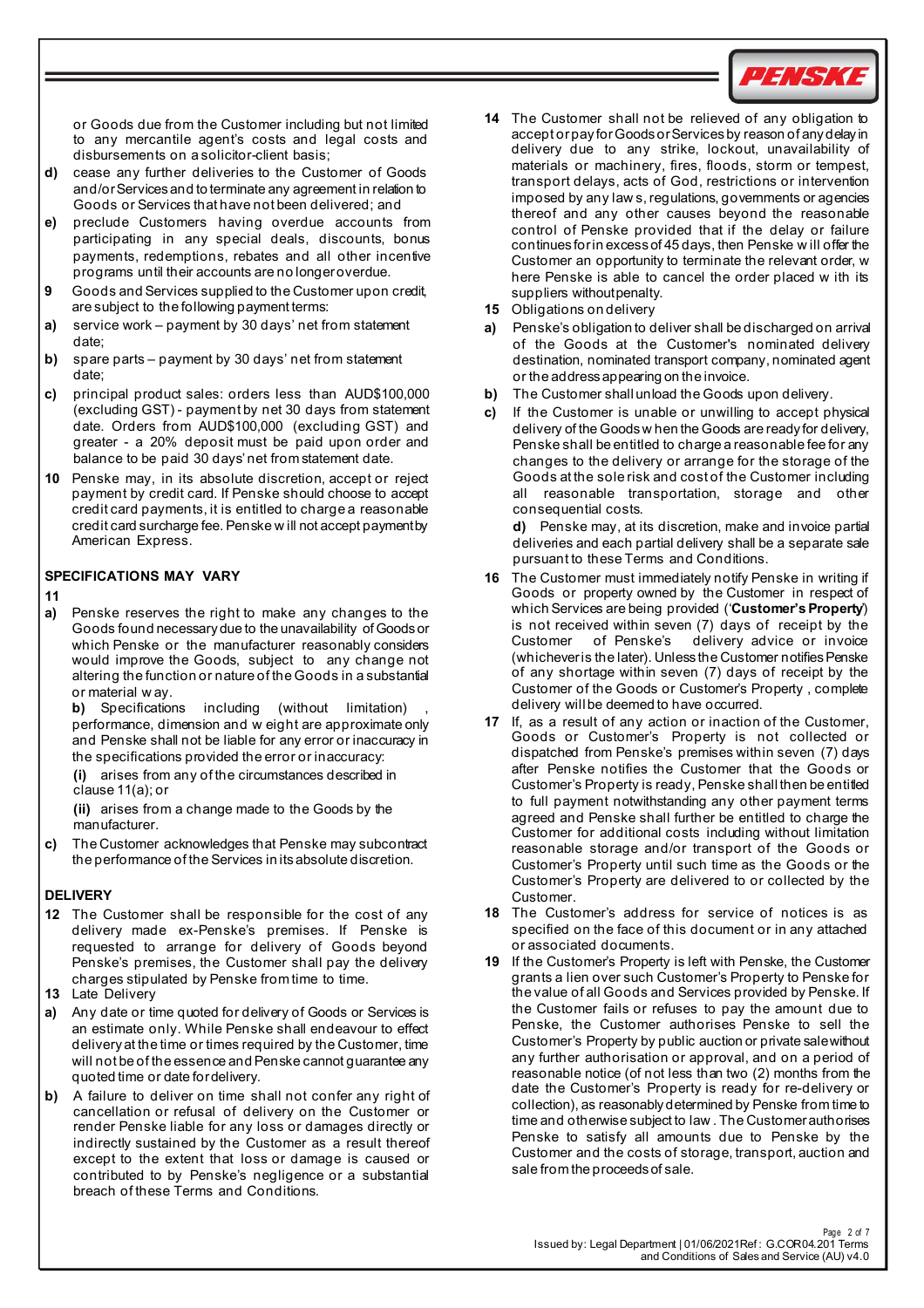or Goods due from the Customer including but not limited to any mercantile agent's costs and legal costs and disbursements on a solicitor-client basis;

**d)** cease any further deliveries to the Customer of Goods and/or Services and to terminate any agreement in relation to Goods or Services that have not been delivered; and

**e)** preclude Customers having overdue accounts from participating in any special deals, discounts, bonus payments, redemptions, rebates and all other incentive programs until their accounts are no longer overdue.

**9** Goods and Services supplied to the Customer upon credit, are subject to the following payment terms:

**a)** service work – payment by 30 days' net from statement date;

**b)** spare parts – payment by 30 days' net from statement date;

**c)** principal product sales: orders less than AUD$100,000 (excluding GST) - payment by net 30 days from statement date. Orders from AUD$100,000 (excluding GST) and greater - a 20% deposit must be paid upon order and balance to be paid 30 days' net from statement date.

**10** Penske may, in its absolute discretion, accept or reject payment by credit card. If Penske should choose to accept credit card payments, it is entitled to charge a reasonable credit card surcharge fee. Penske will not accept payment by American Express.

## SPECIFICATIONS MAY VARY

**11**

**a)** Penske reserves the right to make any changes to the Goods found necessary due to the unavailability of Goods or which Penske or the manufacturer reasonably considers would improve the Goods, subject to any change not altering the function or nature of the Goods in a substantial or material way.

**b)** Specifications including (without limitation) , performance, dimension and weight are approximate only and Penske shall not be liable for any error or inaccuracy in the specifications provided the error or inaccuracy:

**(i)** arises from any of the circumstances described in clause 11(a); or

**(ii)** arises from a change made to the Goods by the manufacturer.

**c)** The Customer acknowledges that Penske may subcontract the performance of the Services in its absolute discretion.

## DELIVERY

**12** The Customer shall be responsible for the cost of any delivery made ex-Penske's premises. If Penske is requested to arrange for delivery of Goods beyond Penske's premises, the Customer shall pay the delivery charges stipulated by Penske from time to time.

**13** Late Delivery

**a)** Any date or time quoted for delivery of Goods or Services is an estimate only. While Penske shall endeavour to effect delivery at the time or times required by the Customer, time will not be of the essence and Penske cannot guarantee any quoted time or date for delivery.

**b)** A failure to deliver on time shall not confer any right of cancellation or refusal of delivery on the Customer or render Penske liable for any loss or damages directly or indirectly sustained by the Customer as a result thereof except to the extent that loss or damage is caused or contributed to by Penske's negligence or a substantial breach of these Terms and Conditions.

**14** The Customer shall not be relieved of any obligation to accept or pay for Goods or Services by reason of any delay in delivery due to any strike, lockout, unavailability of materials or machinery, fires, floods, storm or tempest, transport delays, acts of God, restrictions or intervention imposed by any laws, regulations, governments or agencies thereof and any other causes beyond the reasonable control of Penske provided that if the delay or failure continues for in excess of 45 days, then Penske will offer the Customer an opportunity to terminate the relevant order, where Penske is able to cancel the order placed with its suppliers without penalty.

**15** Obligations on delivery

**a)** Penske's obligation to deliver shall be discharged on arrival of the Goods at the Customer's nominated delivery destination, nominated transport company, nominated agent or the address appearing on the invoice.

**b)** The Customer shall unload the Goods upon delivery.

**c)** If the Customer is unable or unwilling to accept physical delivery of the Goods when the Goods are ready for delivery, Penske shall be entitled to charge a reasonable fee for any changes to the delivery or arrange for the storage of the Goods at the sole risk and cost of the Customer including all reasonable transportation, storage and other consequential costs.

**d)** Penske may, at its discretion, make and invoice partial deliveries and each partial delivery shall be a separate sale pursuant to these Terms and Conditions.

**16** The Customer must immediately notify Penske in writing if Goods or property owned by the Customer in respect of which Services are being provided ('**Customer's Property**') is not received within seven (7) days of receipt by the Customer of Penske's delivery advice or invoice (whichever is the later). Unless the Customer notifies Penske of any shortage within seven (7) days of receipt by the Customer of the Goods or Customer's Property , complete delivery will be deemed to have occurred.

**17** If, as a result of any action or inaction of the Customer, Goods or Customer's Property is not collected or dispatched from Penske's premises within seven (7) days after Penske notifies the Customer that the Goods or Customer's Property is ready, Penske shall then be entitled to full payment notwithstanding any other payment terms agreed and Penske shall further be entitled to charge the Customer for additional costs including without limitation reasonable storage and/or transport of the Goods or Customer's Property until such time as the Goods or the Customer's Property are delivered to or collected by the Customer.

**18** The Customer's address for service of notices is as specified on the face of this document or in any attached or associated documents.

**19** If the Customer's Property is left with Penske, the Customer grants a lien over such Customer's Property to Penske for the value of all Goods and Services provided by Penske. If the Customer fails or refuses to pay the amount due to Penske, the Customer authorises Penske to sell the Customer's Property by public auction or private sale without any further authorisation or approval, and on a period of reasonable notice (of not less than two (2) months from the date the Customer's Property is ready for re-delivery or collection), as reasonably determined by Penske from time to time and otherwise subject to law . The Customer authorises Penske to satisfy all amounts due to Penske by the Customer and the costs of storage, transport, auction and sale from the proceeds of sale.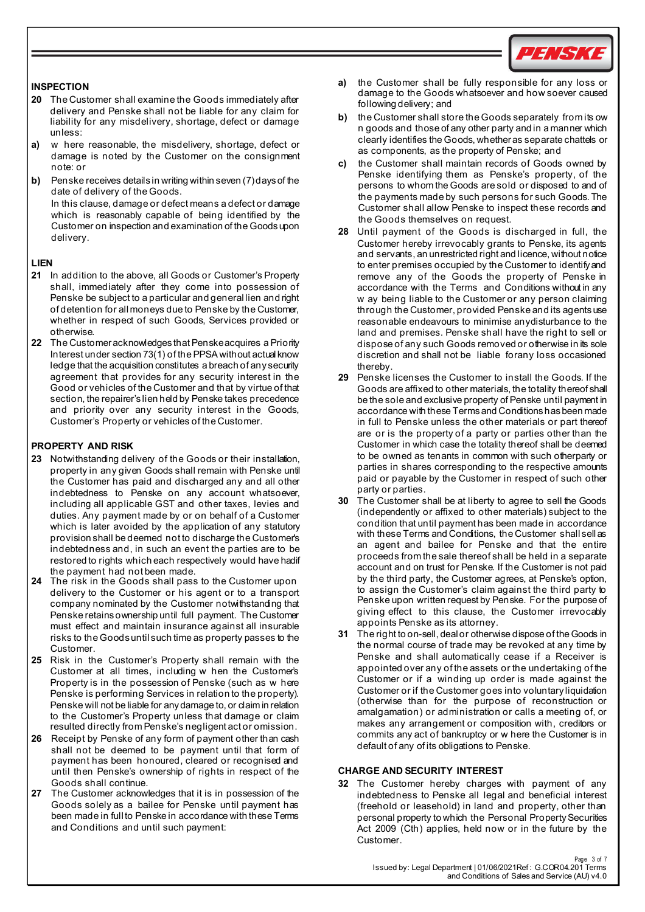## INSPECTION

**20** The Customer shall examine the Goods immediately after delivery and Penske shall not be liable for any claim for liability for any misdelivery, shortage, defect or damage unless:

**a)** where reasonable, the misdelivery, shortage, defect or damage is noted by the Customer on the consignment note: or

**b)** Penske receives details in writing within seven (7) days of the date of delivery of the Goods.

In this clause, damage or defect means a defect or damage which is reasonably capable of being identified by the Customer on inspection and examination of the Goods upon delivery.

## LIEN

**21** In addition to the above, all Goods or Customer's Property shall, immediately after they come into possession of Penske be subject to a particular and general lien and right of detention for all moneys due to Penske by the Customer, whether in respect of such Goods, Services provided or otherwise.

**22** The Customer acknowledges that Penske acquires a Priority Interest under section 73(1) of the PPSA without actual knowledge that the acquisition constitutes a breach of any security agreement that provides for any security interest in the Good or vehicles of the Customer and that by virtue of that section, the repairer's lien held by Penske takes precedence and priority over any security interest in the Goods, Customer's Property or vehicles of the Customer.

## PROPERTY AND RISK

**23** Notwithstanding delivery of the Goods or their installation, property in any given Goods shall remain with Penske until the Customer has paid and discharged any and all other indebtedness to Penske on any account whatsoever, including all applicable GST and other taxes, levies and duties. Any payment made by or on behalf of a Customer which is later avoided by the application of any statutory provision shall be deemed not to discharge the Customer's indebtedness and, in such an event the parties are to be restored to rights which each respectively would have had if the payment had not been made.

**24** The risk in the Goods shall pass to the Customer upon delivery to the Customer or his agent or to a transport company nominated by the Customer notwithstanding that Penske retains ownership until full payment. The Customer must effect and maintain insurance against all insurable risks to the Goods until such time as property passes to the Customer.

**25** Risk in the Customer's Property shall remain with the Customer at all times, including when the Customer's Property is in the possession of Penske (such as where Penske is performing Services in relation to the property). Penske will not be liable for any damage to, or claim in relation to the Customer's Property unless that damage or claim resulted directly from Penske's negligent act or omission.

**26** Receipt by Penske of any form of payment other than cash shall not be deemed to be payment until that form of payment has been honoured, cleared or recognised and until then Penske's ownership of rights in respect of the Goods shall continue.

**27** The Customer acknowledges that it is in possession of the Goods solely as a bailee for Penske until payment has been made in full to Penske in accordance with these Terms and Conditions and until such payment:

**a)** the Customer shall be fully responsible for any loss or damage to the Goods whatsoever and howsoever caused following delivery; and

**b)** the Customer shall store the Goods separately from its own goods and those of any other party and in a manner which clearly identifies the Goods, whether as separate chattels or as components, as the property of Penske; and

**c)** the Customer shall maintain records of Goods owned by Penske identifying them as Penske's property, of the persons to whom the Goods are sold or disposed to and of the payments made by such persons for such Goods. The Customer shall allow Penske to inspect these records and the Goods themselves on request.

**28** Until payment of the Goods is discharged in full, the Customer hereby irrevocably grants to Penske, its agents and servants, an unrestricted right and licence, without notice to enter premises occupied by the Customer to identify and remove any of the Goods the property of Penske in accordance with the Terms and Conditions without in any way being liable to the Customer or any person claiming through the Customer, provided Penske and its agents use reasonable endeavours to minimise any disturbance to the land and premises. Penske shall have the right to sell or dispose of any such Goods removed or otherwise in its sole discretion and shall not be liable for any loss occasioned thereby.

**29** Penske licenses the Customer to install the Goods. If the Goods are affixed to other materials, the totality thereof shall be the sole and exclusive property of Penske until payment in accordance with these Terms and Conditions has been made in full to Penske unless the other materials or part thereof are or is the property of a party or parties other than the Customer in which case the totality thereof shall be deemed to be owned as tenants in common with such other party or parties in shares corresponding to the respective amounts paid or payable by the Customer in respect of such other party or parties.

**30** The Customer shall be at liberty to agree to sell the Goods (independently or affixed to other materials) subject to the condition that until payment has been made in accordance with these Terms and Conditions, the Customer shall sell as an agent and bailee for Penske and that the entire proceeds from the sale thereof shall be held in a separate account and on trust for Penske. If the Customer is not paid by the third party, the Customer agrees, at Penske's option, to assign the Customer's claim against the third party to Penske upon written request by Penske. For the purpose of giving effect to this clause, the Customer irrevocably appoints Penske as its attorney.

**31** The right to on-sell, deal or otherwise dispose of the Goods in the normal course of trade may be revoked at any time by Penske and shall automatically cease if a Receiver is appointed over any of the assets or the undertaking of the Customer or if a winding up order is made against the Customer or if the Customer goes into voluntary liquidation (otherwise than for the purpose of reconstruction or amalgamation) or administration or calls a meeting of, or makes any arrangement or composition with, creditors or commits any act of bankruptcy or where the Customer is in default of any of its obligations to Penske.

## CHARGE AND SECURITY INTEREST

**32** The Customer hereby charges with payment of any indebtedness to Penske all legal and beneficial interest (freehold or leasehold) in land and property, other than personal property to which the Personal Property Securities Act 2009 (Cth) applies, held now or in the future by the Customer.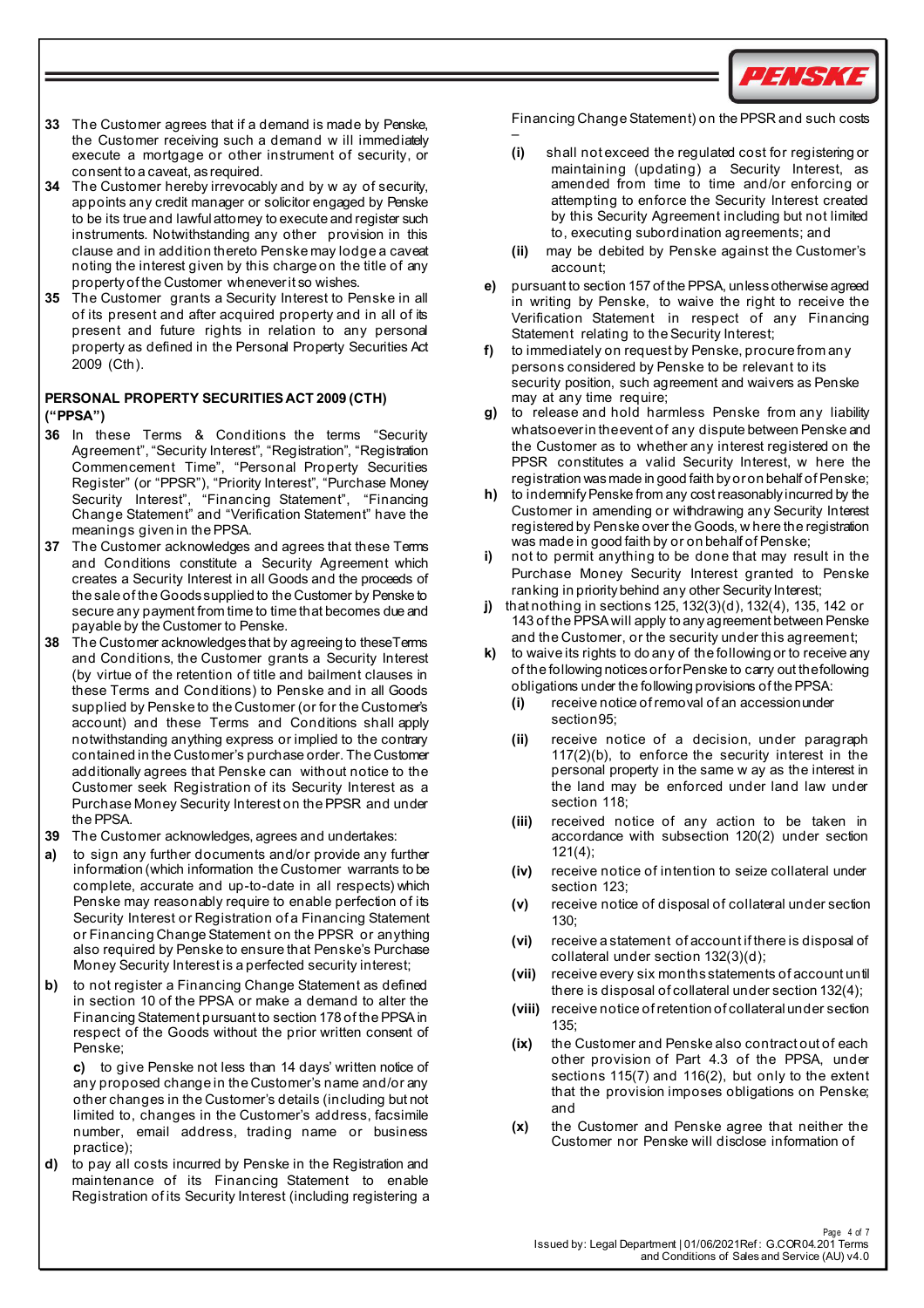**33** The Customer agrees that if a demand is made by Penske, the Customer receiving such a demand will immediately execute a mortgage or other instrument of security, or consent to a caveat, as required.

**34** The Customer hereby irrevocably and by way of security, appoints any credit manager or solicitor engaged by Penske to be its true and lawful attorney to execute and register such instruments. Notwithstanding any other provision in this clause and in addition thereto Penske may lodge a caveat noting the interest given by this charge on the title of any property of the Customer whenever it so wishes.

**35** The Customer grants a Security Interest to Penske in all of its present and after acquired property and in all of its present and future rights in relation to any personal property as defined in the Personal Property Securities Act 2009 (Cth).

## PERSONAL PROPERTY SECURITIES ACT 2009 (CTH) ("PPSA")

**36** In these Terms & Conditions the terms "Security Agreement", "Security Interest", "Registration", "Registration Commencement Time", "Personal Property Securities Register" (or "PPSR"), "Priority Interest", "Purchase Money Security Interest", "Financing Statement", "Financing Change Statement" and "Verification Statement" have the meanings given in the PPSA.

**37** The Customer acknowledges and agrees that these Terms and Conditions constitute a Security Agreement which creates a Security Interest in all Goods and the proceeds of the sale of the Goods supplied to the Customer by Penske to secure any payment from time to time that becomes due and payable by the Customer to Penske.

**38** The Customer acknowledges that by agreeing to these Terms and Conditions, the Customer grants a Security Interest (by virtue of the retention of title and bailment clauses in these Terms and Conditions) to Penske and in all Goods supplied by Penske to the Customer (or for the Customer's account) and these Terms and Conditions shall apply notwithstanding anything express or implied to the contrary contained in the Customer's purchase order. The Customer additionally agrees that Penske can without notice to the Customer seek Registration of its Security Interest as a Purchase Money Security Interest on the PPSR and under the PPSA.

**39** The Customer acknowledges, agrees and undertakes:

**a)** to sign any further documents and/or provide any further information (which information the Customer warrants to be complete, accurate and up-to-date in all respects) which Penske may reasonably require to enable perfection of its Security Interest or Registration of a Financing Statement or Financing Change Statement on the PPSR or anything also required by Penske to ensure that Penske's Purchase Money Security Interest is a perfected security interest;

**b)** to not register a Financing Change Statement as defined in section 10 of the PPSA or make a demand to alter the Financing Statement pursuant to section 178 of the PPSA in respect of the Goods without the prior written consent of Penske;

**c)** to give Penske not less than 14 days' written notice of any proposed change in the Customer's name and/or any other changes in the Customer's details (including but not limited to, changes in the Customer's address, facsimile number, email address, trading name or business practice);

**d)** to pay all costs incurred by Penske in the Registration and maintenance of its Financing Statement to enable Registration of its Security Interest (including registering a Financing Change Statement) on the PPSR and such costs –

- **(i)** shall not exceed the regulated cost for registering or maintaining (updating) a Security Interest, as amended from time to time and/or enforcing or attempting to enforce the Security Interest created by this Security Agreement including but not limited to, executing subordination agreements; and
- **(ii)** may be debited by Penske against the Customer's account;

**e)** pursuant to section 157 of the PPSA, unless otherwise agreed in writing by Penske, to waive the right to receive the Verification Statement in respect of any Financing Statement relating to the Security Interest;

**f)** to immediately on request by Penske, procure from any persons considered by Penske to be relevant to its security position, such agreement and waivers as Penske may at any time require;

**g)** to release and hold harmless Penske from any liability whatsoever in the event of any dispute between Penske and the Customer as to whether any interest registered on the PPSR constitutes a valid Security Interest, where the registration was made in good faith by or on behalf of Penske;

**h)** to indemnify Penske from any cost reasonably incurred by the Customer in amending or withdrawing any Security Interest registered by Penske over the Goods, where the registration was made in good faith by or on behalf of Penske;

**i)** not to permit anything to be done that may result in the Purchase Money Security Interest granted to Penske ranking in priority behind any other Security Interest;

**j)** that nothing in sections 125, 132(3)(d), 132(4), 135, 142 or 143 of the PPSA will apply to any agreement between Penske and the Customer, or the security under this agreement;

**k)** to waive its rights to do any of the following or to receive any of the following notices or for Penske to carry out the following obligations under the following provisions of the PPSA:

- **(i)** receive notice of removal of an accession under section 95;
- **(ii)** receive notice of a decision, under paragraph 117(2)(b), to enforce the security interest in the personal property in the same way as the interest in the land may be enforced under land law under section 118;
- **(iii)** received notice of any action to be taken in accordance with subsection 120(2) under section 121(4);
- **(iv)** receive notice of intention to seize collateral under section 123;
- **(v)** receive notice of disposal of collateral under section 130;
- **(vi)** receive a statement of account if there is disposal of collateral under section 132(3)(d);
- **(vii)** receive every six months statements of account until there is disposal of collateral under section 132(4);
- **(viii)** receive notice of retention of collateral under section 135;
- **(ix)** the Customer and Penske also contract out of each other provision of Part 4.3 of the PPSA, under sections 115(7) and 116(2), but only to the extent that the provision imposes obligations on Penske; and
- **(x)** the Customer and Penske agree that neither the Customer nor Penske will disclose information of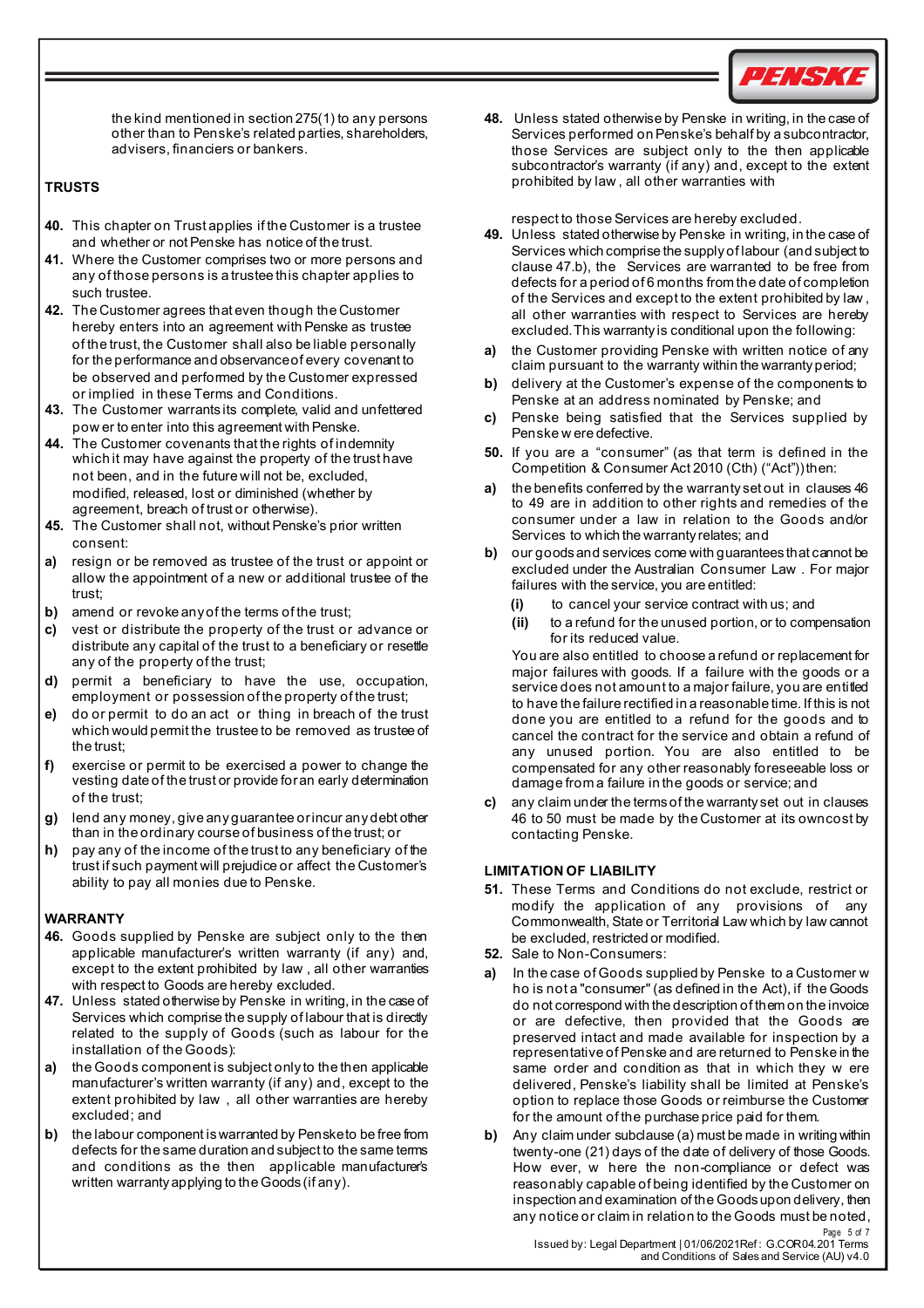the kind mentioned in section 275(1) to any persons other than to Penske's related parties, shareholders, advisers, financiers or bankers.

## TRUSTS

**40.** This chapter on Trust applies if the Customer is a trustee and whether or not Penske has notice of the trust.

**41.** Where the Customer comprises two or more persons and any of those persons is a trustee this chapter applies to such trustee.

**42.** The Customer agrees that even though the Customer hereby enters into an agreement with Penske as trustee of the trust, the Customer shall also be liable personally for the performance and observance of every covenant to be observed and performed by the Customer expressed or implied in these Terms and Conditions.

**43.** The Customer warrants its complete, valid and unfettered power to enter into this agreement with Penske.

**44.** The Customer covenants that the rights of indemnity which it may have against the property of the trust have not been, and in the future will not be, excluded, modified, released, lost or diminished (whether by agreement, breach of trust or otherwise).

**45.** The Customer shall not, without Penske's prior written consent:

**a)** resign or be removed as trustee of the trust or appoint or allow the appointment of a new or additional trustee of the trust;

**b)** amend or revoke any of the terms of the trust;

**c)** vest or distribute the property of the trust or advance or distribute any capital of the trust to a beneficiary or resettle any of the property of the trust;

**d)** permit a beneficiary to have the use, occupation, employment or possession of the property of the trust;

**e)** do or permit to do an act or thing in breach of the trust which would permit the trustee to be removed as trustee of the trust;

**f)** exercise or permit to be exercised a power to change the vesting date of the trust or provide for an early determination of the trust;

**g)** lend any money, give any guarantee or incur any debt other than in the ordinary course of business of the trust; or

**h)** pay any of the income of the trust to any beneficiary of the trust if such payment will prejudice or affect the Customer's ability to pay all monies due to Penske.

## WARRANTY

**46.** Goods supplied by Penske are subject only to the then applicable manufacturer's written warranty (if any) and, except to the extent prohibited by law, all other warranties with respect to Goods are hereby excluded.

**47.** Unless stated otherwise by Penske in writing, in the case of Services which comprise the supply of labour that is directly related to the supply of Goods (such as labour for the installation of the Goods):

**a)** the Goods component is subject only to the then applicable manufacturer's written warranty (if any) and, except to the extent prohibited by law, all other warranties are hereby excluded; and

**b)** the labour component is warranted by Penske to be free from defects for the same duration and subject to the same terms and conditions as the then applicable manufacturer's written warranty applying to the Goods (if any).

**48.** Unless stated otherwise by Penske in writing, in the case of Services performed on Penske's behalf by a subcontractor, those Services are subject only to the then applicable subcontractor's warranty (if any) and, except to the extent prohibited by law, all other warranties with respect to those Services are hereby excluded.

**49.** Unless stated otherwise by Penske in writing, in the case of Services which comprise the supply of labour (and subject to clause 47.b), the Services are warranted to be free from defects for a period of 6 months from the date of completion of the Services and except to the extent prohibited by law, all other warranties with respect to Services are hereby excluded. This warranty is conditional upon the following:

**a)** the Customer providing Penske with written notice of any claim pursuant to the warranty within the warranty period;

**b)** delivery at the Customer's expense of the components to Penske at an address nominated by Penske; and

**c)** Penske being satisfied that the Services supplied by Penske were defective.

**50.** If you are a "consumer" (as that term is defined in the Competition & Consumer Act 2010 (Cth) ("Act")) then:

**a)** the benefits conferred by the warranty set out in clauses 46 to 49 are in addition to other rights and remedies of the consumer under a law in relation to the Goods and/or Services to which the warranty relates; and

**b)** our goods and services come with guarantees that cannot be excluded under the Australian Consumer Law. For major failures with the service, you are entitled:

- **(i)** to cancel your service contract with us; and
- **(ii)** to a refund for the unused portion, or to compensation for its reduced value.

You are also entitled to choose a refund or replacement for major failures with goods. If a failure with the goods or a service does not amount to a major failure, you are entitled to have the failure rectified in a reasonable time. If this is not done you are entitled to a refund for the goods and to cancel the contract for the service and obtain a refund of any unused portion. You are also entitled to be compensated for any other reasonably foreseeable loss or damage from a failure in the goods or service; and

**c)** any claim under the terms of the warranty set out in clauses 46 to 50 must be made by the Customer at its own cost by contacting Penske.

## LIMITATION OF LIABILITY

**51.** These Terms and Conditions do not exclude, restrict or modify the application of any provisions of any Commonwealth, State or Territorial Law which by law cannot be excluded, restricted or modified.

**52.** Sale to Non-Consumers:

**a)** In the case of Goods supplied by Penske to a Customer who is not a "consumer" (as defined in the Act), if the Goods do not correspond with the description of them on the invoice or are defective, then provided that the Goods are preserved intact and made available for inspection by a representative of Penske and are returned to Penske in the same order and condition as that in which they were delivered, Penske's liability shall be limited at Penske's option to replace those Goods or reimburse the Customer for the amount of the purchase price paid for them.

**b)** Any claim under subclause (a) must be made in writing within twenty-one (21) days of the date of delivery of those Goods. However, where the non-compliance or defect was reasonably capable of being identified by the Customer on inspection and examination of the Goods upon delivery, then any notice or claim in relation to the Goods must be noted,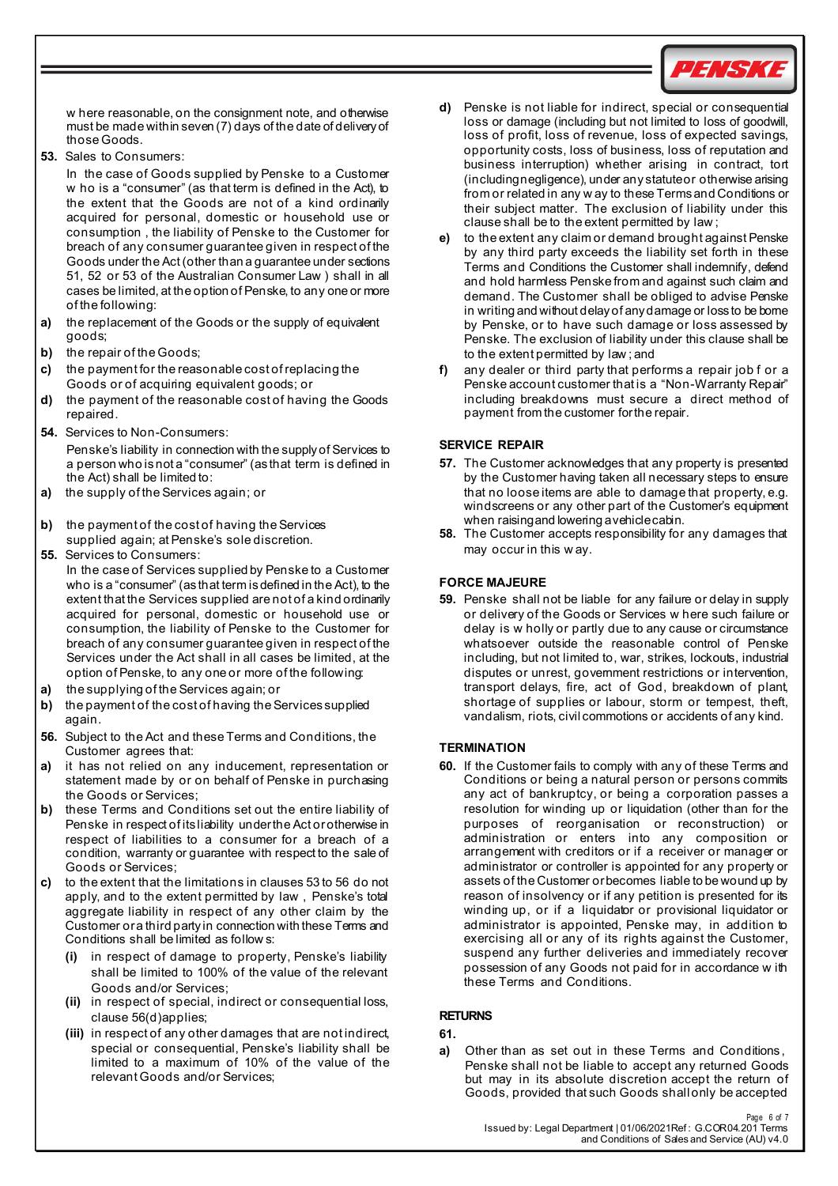where reasonable, on the consignment note, and otherwise must be made within seven (7) days of the date of delivery of those Goods.

**53.** Sales to Consumers:

In the case of Goods supplied by Penske to a Customer who is a "consumer" (as that term is defined in the Act), to the extent that the Goods are not of a kind ordinarily acquired for personal, domestic or household use or consumption, the liability of Penske to the Customer for breach of any consumer guarantee given in respect of the Goods under the Act (other than a guarantee under sections 51, 52 or 53 of the Australian Consumer Law) shall in all cases be limited, at the option of Penske, to any one or more of the following:

**a)** the replacement of the Goods or the supply of equivalent goods;

**b)** the repair of the Goods;

**c)** the payment for the reasonable cost of replacing the Goods or of acquiring equivalent goods; or

**d)** the payment of the reasonable cost of having the Goods repaired.

**54.** Services to Non-Consumers:

Penske's liability in connection with the supply of Services to a person who is not a "consumer" (as that term is defined in the Act) shall be limited to:

**a)** the supply of the Services again; or

**b)** the payment of the cost of having the Services supplied again; at Penske's sole discretion.

**55.** Services to Consumers:

In the case of Services supplied by Penske to a Customer who is a "consumer" (as that term is defined in the Act), to the extent that the Services supplied are not of a kind ordinarily acquired for personal, domestic or household use or consumption, the liability of Penske to the Customer for breach of any consumer guarantee given in respect of the Services under the Act shall in all cases be limited, at the option of Penske, to any one or more of the following:

**a)** the supplying of the Services again; or

**b)** the payment of the cost of having the Services supplied again.

**56.** Subject to the Act and these Terms and Conditions, the Customer agrees that:

**a)** it has not relied on any inducement, representation or statement made by or on behalf of Penske in purchasing the Goods or Services;

**b)** these Terms and Conditions set out the entire liability of Penske in respect of its liability under the Act or otherwise in respect of liabilities to a consumer for a breach of a condition, warranty or guarantee with respect to the sale of Goods or Services;

**c)** to the extent that the limitations in clauses 53 to 56 do not apply, and to the extent permitted by law, Penske's total aggregate liability in respect of any other claim by the Customer or a third party in connection with these Terms and Conditions shall be limited as follows:

- **(i)** in respect of damage to property, Penske's liability shall be limited to 100% of the value of the relevant Goods and/or Services;
- **(ii)** in respect of special, indirect or consequential loss, clause 56(d) applies;
- **(iii)** in respect of any other damages that are not indirect, special or consequential, Penske's liability shall be limited to a maximum of 10% of the value of the relevant Goods and/or Services;

**d)** Penske is not liable for indirect, special or consequential loss or damage (including but not limited to loss of goodwill, loss of profit, loss of revenue, loss of expected savings, opportunity costs, loss of business, loss of reputation and business interruption) whether arising in contract, tort (including negligence), under any statute or otherwise arising from or related in any way to these Terms and Conditions or their subject matter. The exclusion of liability under this clause shall be to the extent permitted by law;

**e)** to the extent any claim or demand brought against Penske by any third party exceeds the liability set forth in these Terms and Conditions the Customer shall indemnify, defend and hold harmless Penske from and against such claim and demand. The Customer shall be obliged to advise Penske in writing and without delay of any damage or loss to be borne by Penske, or to have such damage or loss assessed by Penske. The exclusion of liability under this clause shall be to the extent permitted by law; and

**f)** any dealer or third party that performs a repair job f or a Penske account customer that is a "Non-Warranty Repair" including breakdowns must secure a direct method of payment from the customer for the repair.

## SERVICE REPAIR

**57.** The Customer acknowledges that any property is presented by the Customer having taken all necessary steps to ensure that no loose items are able to damage that property, e.g. windscreens or any other part of the Customer's equipment when raising and lowering a vehicle cabin.

**58.** The Customer accepts responsibility for any damages that may occur in this way.

## FORCE MAJEURE

**59.** Penske shall not be liable for any failure or delay in supply or delivery of the Goods or Services where such failure or delay is wholly or partly due to any cause or circumstance whatsoever outside the reasonable control of Penske including, but not limited to, war, strikes, lockouts, industrial disputes or unrest, government restrictions or intervention, transport delays, fire, act of God, breakdown of plant, shortage of supplies or labour, storm or tempest, theft, vandalism, riots, civil commotions or accidents of any kind.

## TERMINATION

**60.** If the Customer fails to comply with any of these Terms and Conditions or being a natural person or persons commits any act of bankruptcy, or being a corporation passes a resolution for winding up or liquidation (other than for the purposes of reorganisation or reconstruction) or administration or enters into any composition or arrangement with creditors or if a receiver or manager or administrator or controller is appointed for any property or assets of the Customer or becomes liable to be wound up by reason of insolvency or if any petition is presented for its winding up, or if a liquidator or provisional liquidator or administrator is appointed, Penske may, in addition to exercising all or any of its rights against the Customer, suspend any further deliveries and immediately recover possession of any Goods not paid for in accordance with these Terms and Conditions.

## RETURNS

**61.**

**a)** Other than as set out in these Terms and Conditions, Penske shall not be liable to accept any returned Goods but may in its absolute discretion accept the return of Goods, provided that such Goods shall only be accepted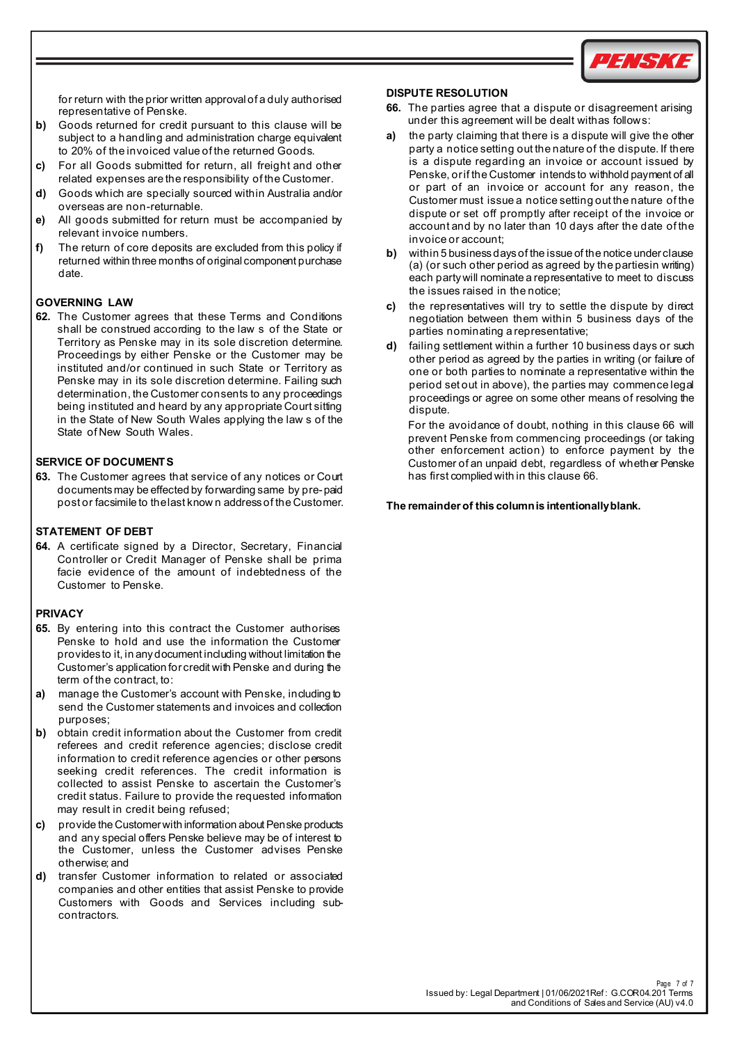for return with the prior written approval of a duly authorised representative of Penske.

b) Goods returned for credit pursuant to this clause will be subject to a handling and administration charge equivalent to 20% of the invoiced value of the returned Goods.

c) For all Goods submitted for return, all freight and other related expenses are the responsibility of the Customer.

d) Goods which are specially sourced within Australia and/or overseas are non-returnable.

e) All goods submitted for return must be accompanied by relevant invoice numbers.

f) The return of core deposits are excluded from this policy if returned within three months of original component purchase date.

## GOVERNING LAW

**62.** The Customer agrees that these Terms and Conditions shall be construed according to the law s of the State or Territory as Penske may in its sole discretion determine. Proceedings by either Penske or the Customer may be instituted and/or continued in such State or Territory as Penske may in its sole discretion determine. Failing such determination, the Customer consents to any proceedings being instituted and heard by any appropriate Court sitting in the State of New South Wales applying the law s of the State of New South Wales.

## SERVICE OF DOCUMENTS

**63.** The Customer agrees that service of any notices or Court documents may be effected by forwarding same by pre-paid post or facsimile to the last know n address of the Customer.

## STATEMENT OF DEBT

**64.** A certificate signed by a Director, Secretary, Financial Controller or Credit Manager of Penske shall be prima facie evidence of the amount of indebtedness of the Customer to Penske.

## PRIVACY

**65.** By entering into this contract the Customer authorises Penske to hold and use the information the Customer provides to it, in any document including without limitation the Customer's application for credit with Penske and during the term of the contract, to:

a) manage the Customer's account with Penske, including to send the Customer statements and invoices and collection purposes;

b) obtain credit information about the Customer from credit referees and credit reference agencies; disclose credit information to credit reference agencies or other persons seeking credit references. The credit information is collected to assist Penske to ascertain the Customer's credit status. Failure to provide the requested information may result in credit being refused;

c) provide the Customer with information about Penske products and any special offers Penske believe may be of interest to the Customer, unless the Customer advises Penske otherwise; and

d) transfer Customer information to related or associated companies and other entities that assist Penske to provide Customers with Goods and Services including sub-contractors.

## DISPUTE RESOLUTION

**66.** The parties agree that a dispute or disagreement arising under this agreement will be dealt with as follows:

a) the party claiming that there is a dispute will give the other party a notice setting out the nature of the dispute. If there is a dispute regarding an invoice or account issued by Penske, or if the Customer intends to withhold payment of all or part of an invoice or account for any reason, the Customer must issue a notice setting out the nature of the dispute or set off promptly after receipt of the invoice or account and by no later than 10 days after the date of the invoice or account;

b) within 5 business days of the issue of the notice under clause (a) (or such other period as agreed by the parties in writing) each party will nominate a representative to meet to discuss the issues raised in the notice;

c) the representatives will try to settle the dispute by direct negotiation between them within 5 business days of the parties nominating a representative;

d) failing settlement within a further 10 business days or such other period as agreed by the parties in writing (or failure of one or both parties to nominate a representative within the period set out in above), the parties may commence legal proceedings or agree on some other means of resolving the dispute.

For the avoidance of doubt, nothing in this clause 66 will prevent Penske from commencing proceedings (or taking other enforcement action) to enforce payment by the Customer of an unpaid debt, regardless of whether Penske has first complied with in this clause 66.

**The remainder of this column is intentionally blank.**